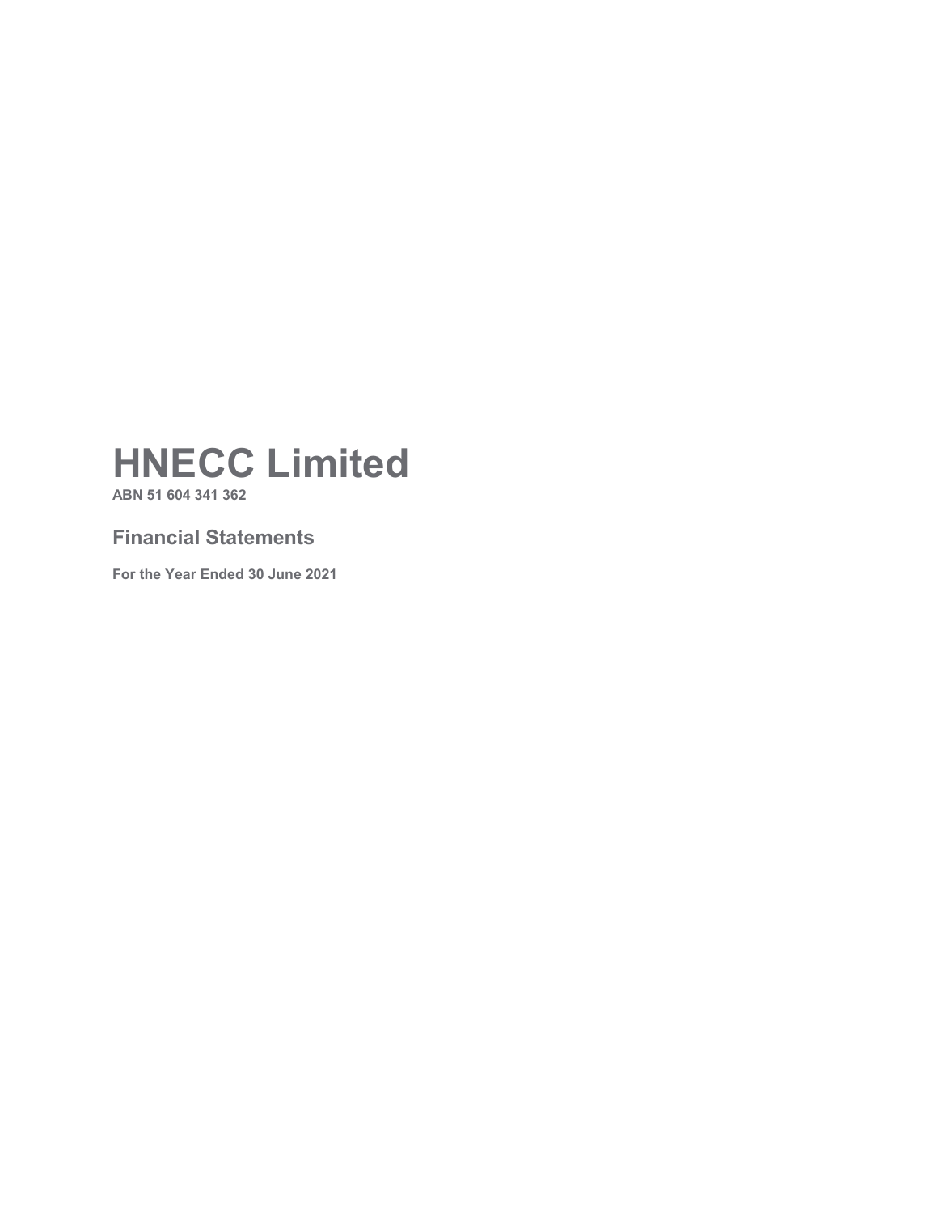# HNECC Limited

**ABN 51 604 341 362**

## Financial Statements

**For the Year Ended 30 June 2021**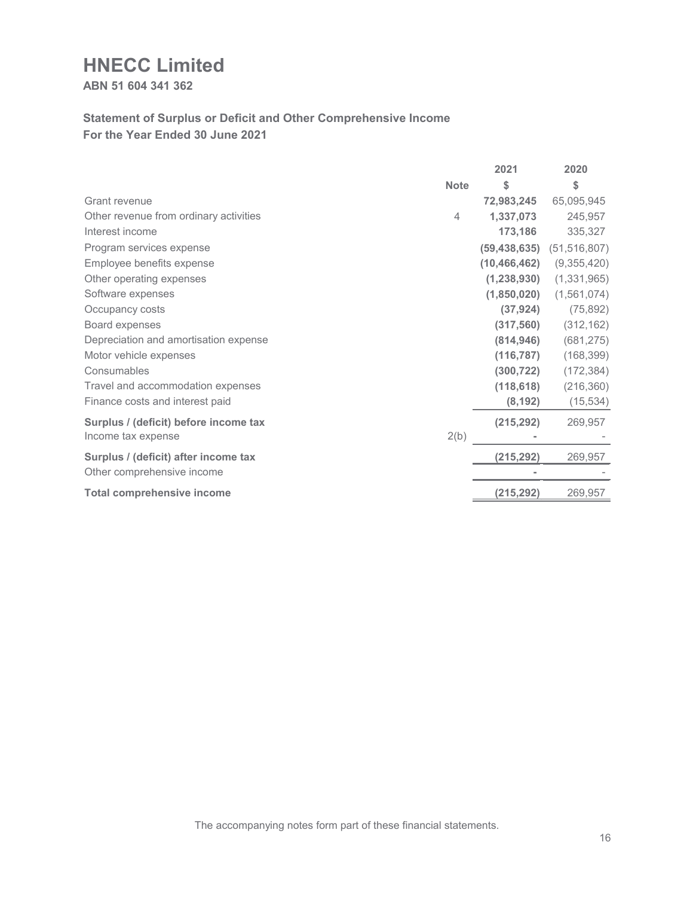# HNECC Limited

**ABN 51 604 341 362**

## Statement of Surplus or Deficit and Other Comprehensive Income
## For the Year Ended 30 June 2021

| | Note | 2021<br>$ | 2020<br>$ |
|---|---|---|---|
| Grant revenue | | **72,983,245** | 65,095,945 |
| Other revenue from ordinary activities | 4 | **1,337,073** | 245,957 |
| Interest income | | **173,186** | 335,327 |
| Program services expense | | **(59,438,635)** | (51,516,807) |
| Employee benefits expense | | **(10,466,462)** | (9,355,420) |
| Other operating expenses | | **(1,238,930)** | (1,331,965) |
| Software expenses | | **(1,850,020)** | (1,561,074) |
| Occupancy costs | | **(37,924)** | (75,892) |
| Board expenses | | **(317,560)** | (312,162) |
| Depreciation and amortisation expense | | **(814,946)** | (681,275) |
| Motor vehicle expenses | | **(116,787)** | (168,399) |
| Consumables | | **(300,722)** | (172,384) |
| Travel and accommodation expenses | | **(118,618)** | (216,360) |
| Finance costs and interest paid | | **(8,192)** | (15,534) |
| **Surplus / (deficit) before income tax** | | **(215,292)** | 269,957 |
| Income tax expense | 2(b) | **-** | - |
| **Surplus / (deficit) after income tax** | | **(215,292)** | 269,957 |
| Other comprehensive income | | **-** | - |
| **Total comprehensive income** | | **(215,292)** | 269,957 |

The accompanying notes form part of these financial statements.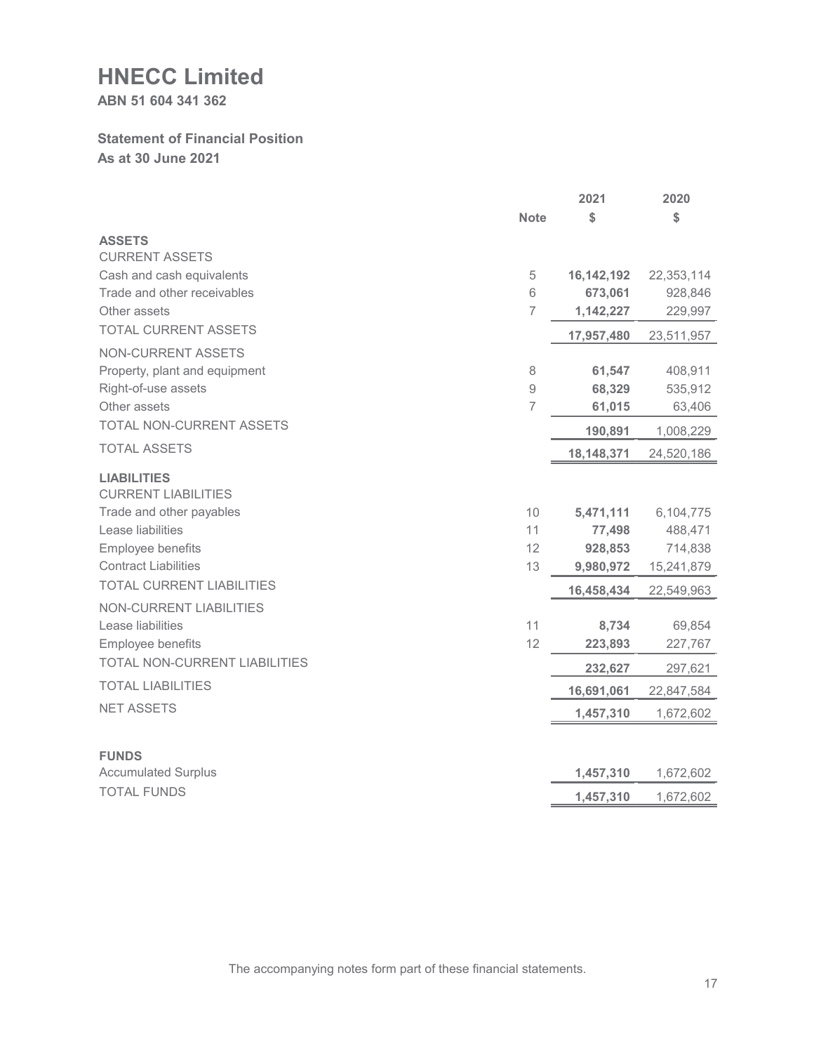# HNECC Limited

**ABN 51 604 341 362**

## Statement of Financial Position

**As at 30 June 2021**

| | Note | 2021 $ | 2020 $ |
|---|---|---|---|
| **ASSETS** | | | |
| CURRENT ASSETS | | | |
| Cash and cash equivalents | 5 | **16,142,192** | 22,353,114 |
| Trade and other receivables | 6 | **673,061** | 928,846 |
| Other assets | 7 | **1,142,227** | 229,997 |
| TOTAL CURRENT ASSETS | | **17,957,480** | 23,511,957 |
| NON-CURRENT ASSETS | | | |
| Property, plant and equipment | 8 | **61,547** | 408,911 |
| Right-of-use assets | 9 | **68,329** | 535,912 |
| Other assets | 7 | **61,015** | 63,406 |
| TOTAL NON-CURRENT ASSETS | | **190,891** | 1,008,229 |
| TOTAL ASSETS | | **18,148,371** | 24,520,186 |
| **LIABILITIES** | | | |
| CURRENT LIABILITIES | | | |
| Trade and other payables | 10 | **5,471,111** | 6,104,775 |
| Lease liabilities | 11 | **77,498** | 488,471 |
| Employee benefits | 12 | **928,853** | 714,838 |
| Contract Liabilities | 13 | **9,980,972** | 15,241,879 |
| TOTAL CURRENT LIABILITIES | | **16,458,434** | 22,549,963 |
| NON-CURRENT LIABILITIES | | | |
| Lease liabilities | 11 | **8,734** | 69,854 |
| Employee benefits | 12 | **223,893** | 227,767 |
| TOTAL NON-CURRENT LIABILITIES | | **232,627** | 297,621 |
| TOTAL LIABILITIES | | **16,691,061** | 22,847,584 |
| NET ASSETS | | **1,457,310** | 1,672,602 |
| **FUNDS** | | | |
| Accumulated Surplus | | **1,457,310** | 1,672,602 |
| TOTAL FUNDS | | **1,457,310** | 1,672,602 |

The accompanying notes form part of these financial statements.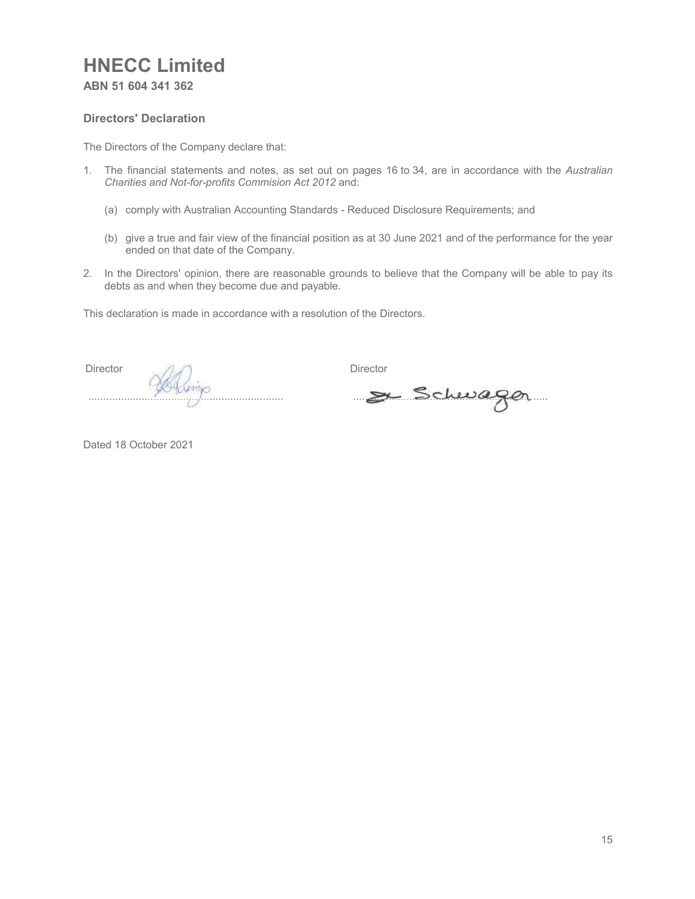# HNECC Limited

**ABN 51 604 341 362**

### Directors' Declaration

The Directors of the Company declare that:

1. The financial statements and notes, as set out on pages 16 to 34, are in accordance with the *Australian Charities and Not-for-profits Commision Act 2012* and:

   (a) comply with Australian Accounting Standards - Reduced Disclosure Requirements; and

   (b) give a true and fair view of the financial position as at 30 June 2021 and of the performance for the year ended on that date of the Company.

2. In the Directors' opinion, there are reasonable grounds to believe that the Company will be able to pay its debts as and when they become due and payable.

This declaration is made in accordance with a resolution of the Directors.

Director ..................................................................

Director ..................................................................

Dated 18 October 2021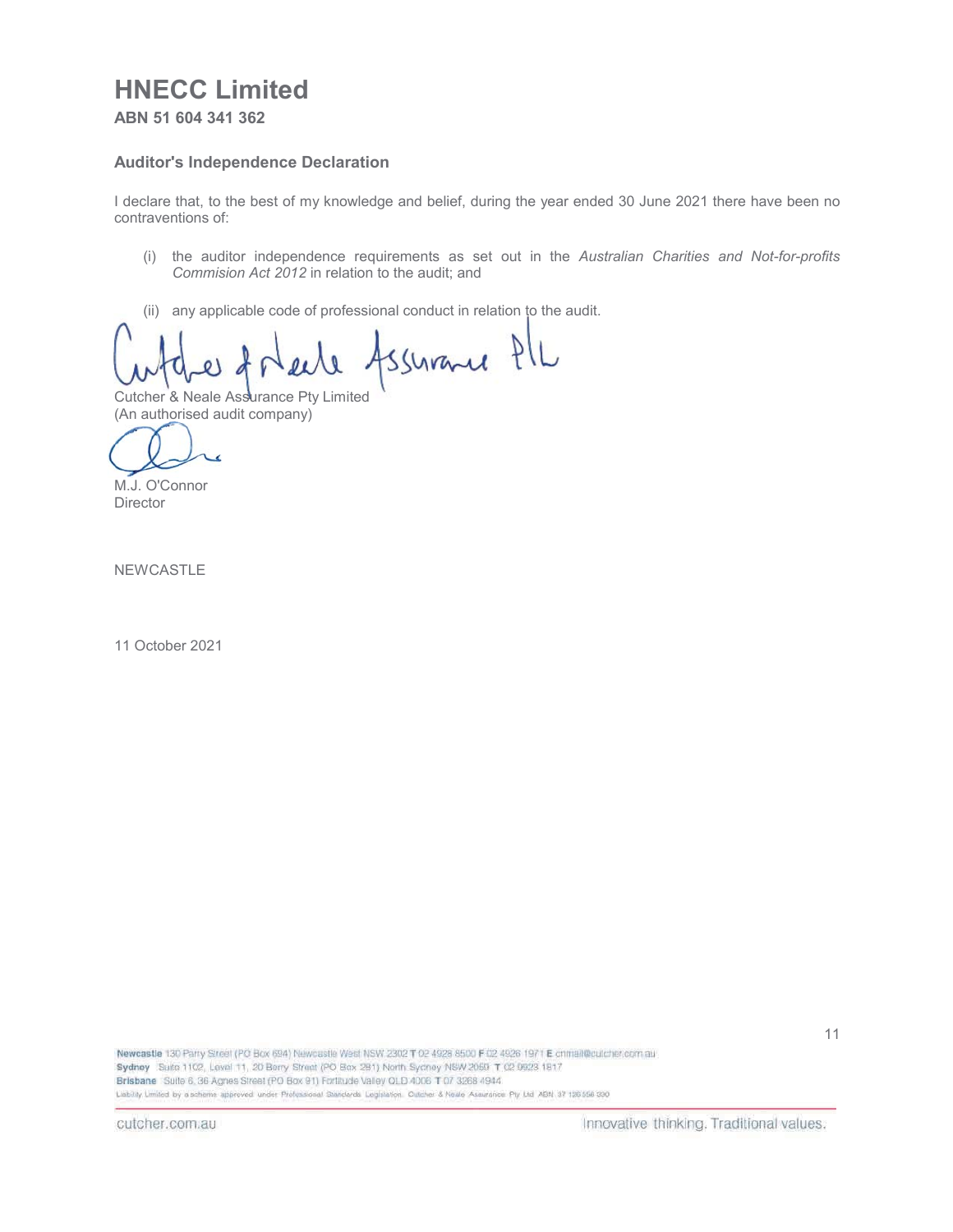# HNECC Limited

**ABN 51 604 341 362**

### Auditor's Independence Declaration

I declare that, to the best of my knowledge and belief, during the year ended 30 June 2021 there have been no contraventions of:

(i) the auditor independence requirements as set out in the *Australian Charities and Not-for-profits Commision Act 2012* in relation to the audit; and

(ii) any applicable code of professional conduct in relation to the audit.

Cutcher & Neale Assurance Pty Limited
(An authorised audit company)

M.J. O'Connor
Director

NEWCASTLE

11 October 2021

**Newcastle** 130 Parry Street (PO Box 694) Newcastle West NSW 2302 **T** 02 4928 8500 **F** 02 4926 1971 **E** cnmail@cutcher.com.au
**Sydney** Suite 1102, Level 11, 20 Berry Street (PO Box 281) North Sydney NSW 2060 **T** 02 9923 1817
**Brisbane** Suite 6, 36 Agnes Street (PO Box 91) Fortitude Valley QLD 4006 **T** 07 3268 4944
Liability Limited by a scheme approved under Professional Standards Legislation. Cutcher & Neale Assurance Pty Ltd ABN 37 126 556 330

cutcher.com.au

Innovative thinking. Traditional values.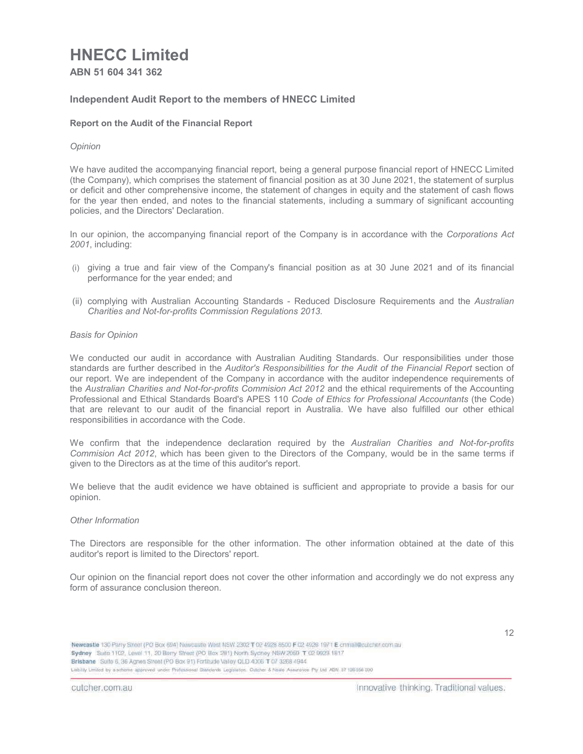# HNECC Limited

**ABN 51 604 341 362**

### Independent Audit Report to the members of HNECC Limited

**Report on the Audit of the Financial Report**

*Opinion*

We have audited the accompanying financial report, being a general purpose financial report of HNECC Limited (the Company), which comprises the statement of financial position as at 30 June 2021, the statement of surplus or deficit and other comprehensive income, the statement of changes in equity and the statement of cash flows for the year then ended, and notes to the financial statements, including a summary of significant accounting policies, and the Directors' Declaration.

In our opinion, the accompanying financial report of the Company is in accordance with the *Corporations Act 2001*, including:

(i) giving a true and fair view of the Company's financial position as at 30 June 2021 and of its financial performance for the year ended; and

(ii) complying with Australian Accounting Standards - Reduced Disclosure Requirements and the *Australian Charities and Not-for-profits Commission Regulations 2013.*

*Basis for Opinion*

We conducted our audit in accordance with Australian Auditing Standards. Our responsibilities under those standards are further described in the *Auditor's Responsibilities for the Audit of the Financial Report* section of our report. We are independent of the Company in accordance with the auditor independence requirements of the *Australian Charities and Not-for-profits Commision Act 2012* and the ethical requirements of the Accounting Professional and Ethical Standards Board's APES 110 *Code of Ethics for Professional Accountants* (the Code) that are relevant to our audit of the financial report in Australia. We have also fulfilled our other ethical responsibilities in accordance with the Code.

We confirm that the independence declaration required by the *Australian Charities and Not-for-profits Commision Act 2012*, which has been given to the Directors of the Company, would be in the same terms if given to the Directors as at the time of this auditor's report.

We believe that the audit evidence we have obtained is sufficient and appropriate to provide a basis for our opinion.

*Other Information*

The Directors are responsible for the other information. The other information obtained at the date of this auditor's report is limited to the Directors' report.

Our opinion on the financial report does not cover the other information and accordingly we do not express any form of assurance conclusion thereon.

**Newcastle** 130 Parry Street (PO Box 694) Newcastle West NSW 2302 T 02 4928 8500 F 02 4926 1971 E cnmail@cutcher.com.au
**Sydney** Suite 1102, Level 11, 20 Berry Street (PO Box 281) North Sydney NSW 2060 T 02 9923 1817
**Brisbane** Suite 6, 36 Agnes Street (PO Box 91) Fortitude Valley QLD 4006 T 07 3268 4944
Liability Limited by a scheme approved under Professional Standards Legislation. Cutcher & Neale Assurance Pty Ltd ABN 37 126 556 330

cutcher.com.au — Innovative thinking. Traditional values.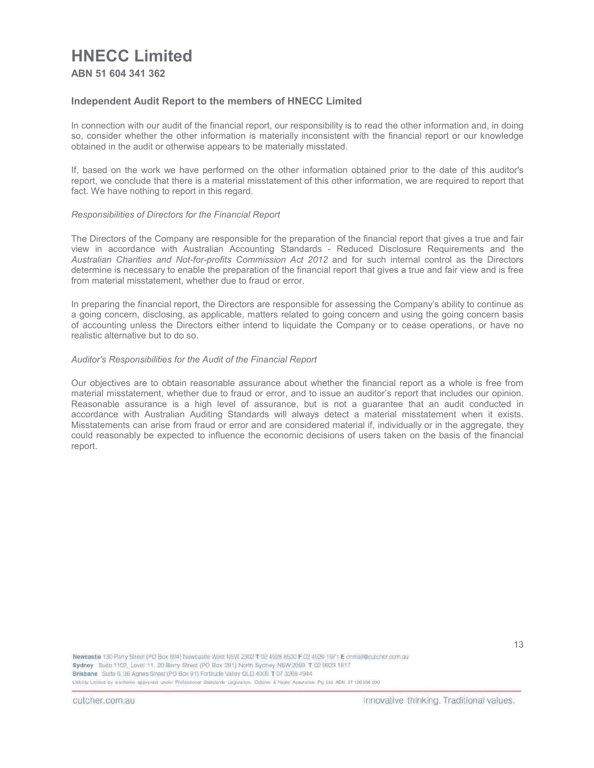# HNECC Limited

**ABN 51 604 341 362**

### Independent Audit Report to the members of HNECC Limited

In connection with our audit of the financial report, our responsibility is to read the other information and, in doing so, consider whether the other information is materially inconsistent with the financial report or our knowledge obtained in the audit or otherwise appears to be materially misstated.

If, based on the work we have performed on the other information obtained prior to the date of this auditor's report, we conclude that there is a material misstatement of this other information, we are required to report that fact. We have nothing to report in this regard.

*Responsibilities of Directors for the Financial Report*

The Directors of the Company are responsible for the preparation of the financial report that gives a true and fair view in accordance with Australian Accounting Standards - Reduced Disclosure Requirements and the *Australian Charities and Not-for-profits Commission Act 2012* and for such internal control as the Directors determine is necessary to enable the preparation of the financial report that gives a true and fair view and is free from material misstatement, whether due to fraud or error.

In preparing the financial report, the Directors are responsible for assessing the Company's ability to continue as a going concern, disclosing, as applicable, matters related to going concern and using the going concern basis of accounting unless the Directors either intend to liquidate the Company or to cease operations, or have no realistic alternative but to do so.

*Auditor's Responsibilities for the Audit of the Financial Report*

Our objectives are to obtain reasonable assurance about whether the financial report as a whole is free from material misstatement, whether due to fraud or error, and to issue an auditor's report that includes our opinion. Reasonable assurance is a high level of assurance, but is not a guarantee that an audit conducted in accordance with Australian Auditing Standards will always detect a material misstatement when it exists. Misstatements can arise from fraud or error and are considered material if, individually or in the aggregate, they could reasonably be expected to influence the economic decisions of users taken on the basis of the financial report.

**Newcastle** 130 Parry Street (PO Box 694) Newcastle West NSW 2302 T 02 4928 8500 F 02 4926 1971 E cnmail@cutcher.com.au
**Sydney** Suite 1102, Level 11, 20 Berry Street (PO Box 281) North Sydney NSW 2060 T 02 9923 1817
**Brisbane** Suite 6, 36 Agnes Street (PO Box 91) Fortitude Valley QLD 4006 T 07 3268 4944
Liability Limited by a scheme approved under Professional Standards Legislation. Cutcher & Neale Assurance Pty Ltd ABN 37 126 556 330

cutcher.com.au

Innovative thinking. Traditional values.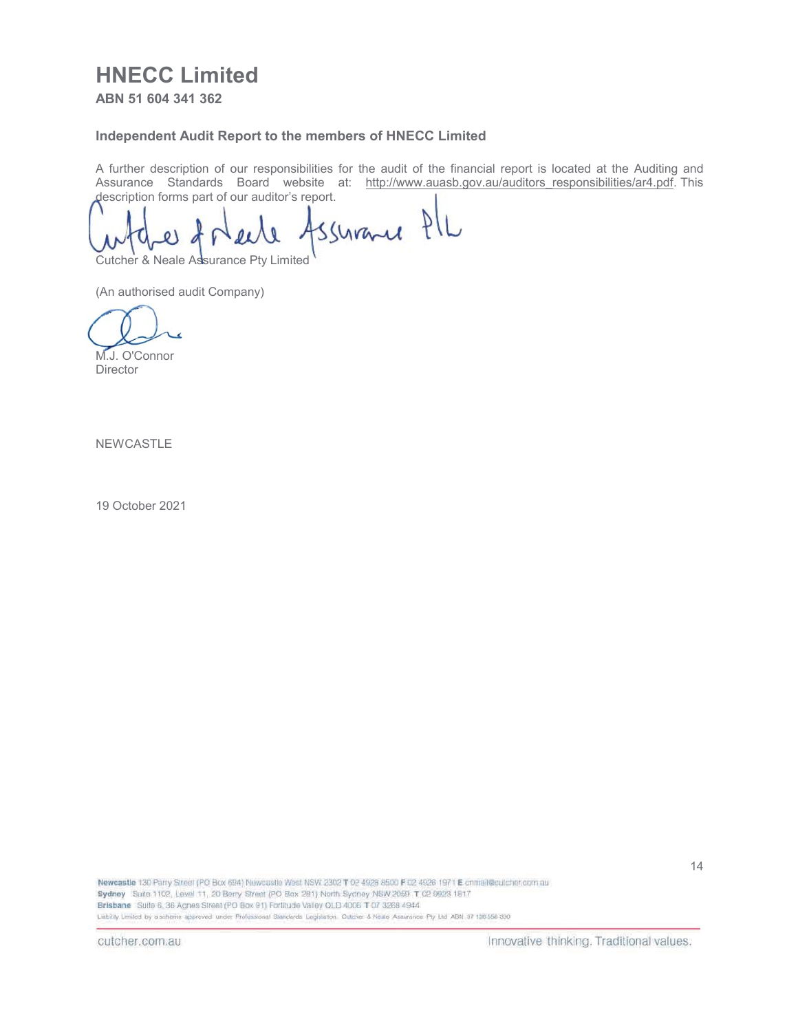# HNECC Limited

**ABN 51 604 341 362**

**Independent Audit Report to the members of HNECC Limited**

A further description of our responsibilities for the audit of the financial report is located at the Auditing and Assurance Standards Board website at: http://www.auasb.gov.au/auditors_responsibilities/ar4.pdf. This description forms part of our auditor's report.

Cutcher & Neale Assurance Pty Limited

(An authorised audit Company)

M.J. O'Connor
Director

NEWCASTLE

19 October 2021

**Newcastle** 130 Parry Street (PO Box 694) Newcastle West NSW 2302 T 02 4928 8500 F 02 4926 1971 E cnmail@cutcher.com.au
**Sydney** Suite 1102, Level 11, 20 Berry Street (PO Box 281) North Sydney NSW 2060 T 02 9923 1817
**Brisbane** Suite 6, 36 Agnes Street (PO Box 91) Fortitude Valley QLD 4006 T 07 3268 4944
Liability Limited by a scheme approved under Professional Standards Legislation. Cutcher & Neale Assurance Pty Ltd ABN 37 126 556 330

cutcher.com.au

Innovative thinking. Traditional values.